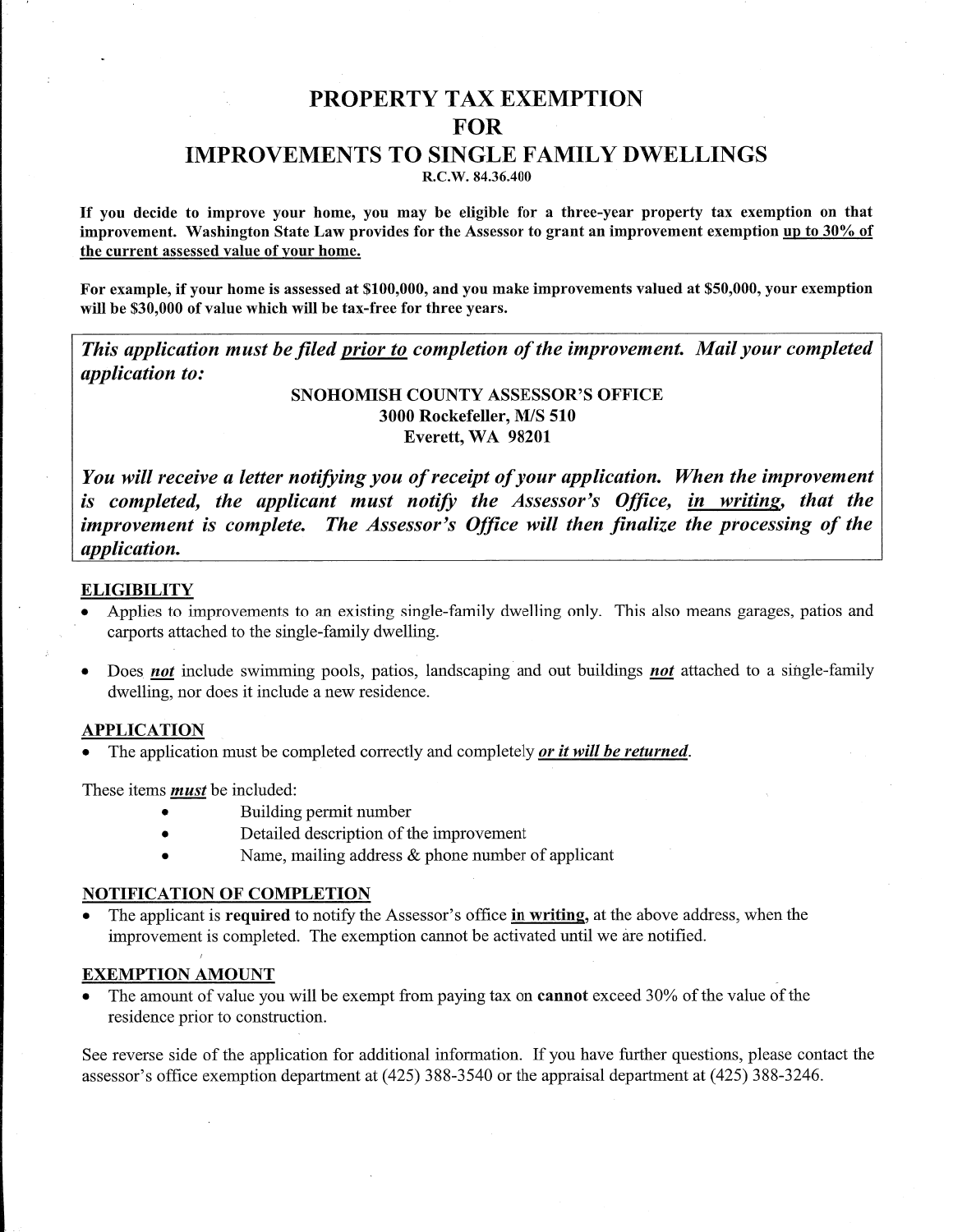# PROPERTY TAX EXEMPTION
# FOR
# IMPROVEMENTS TO SINGLE FAMILY DWELLINGS

**R.C.W. 84.36.400**

**If you decide to improve your home, you may be eligible for a three-year property tax exemption on that improvement. Washington State Law provides for the Assessor to grant an improvement exemption <u>up to 30% of the current assessed value of your home.</u>**

**For example, if your home is assessed at $100,000, and you make improvements valued at $50,000, your exemption will be $30,000 of value which will be tax-free for three years.**

***This application must be filed <u>prior to</u> completion of the improvement. Mail your completed application to:***

**SNOHOMISH COUNTY ASSESSOR'S OFFICE**
**3000 Rockefeller, M/S 510**
**Everett, WA 98201**

***You will receive a letter notifying you of receipt of your application. When the improvement is completed, the applicant must notify the Assessor's Office, <u>in writing</u>, that the improvement is complete. The Assessor's Office will then finalize the processing of the application.***

## ELIGIBILITY

- Applies to improvements to an existing single-family dwelling only. This also means garages, patios and carports attached to the single-family dwelling.
- Does ***not*** include swimming pools, patios, landscaping and out buildings ***not*** attached to a single-family dwelling, nor does it include a new residence.

## APPLICATION

- The application must be completed correctly and completely ***or it will be returned***.

These items ***must*** be included:

- Building permit number
- Detailed description of the improvement
- Name, mailing address & phone number of applicant

## NOTIFICATION OF COMPLETION

- The applicant is **required** to notify the Assessor's office **<u>in writing</u>,** at the above address, when the improvement is completed. The exemption cannot be activated until we are notified.

## EXEMPTION AMOUNT

- The amount of value you will be exempt from paying tax on **cannot** exceed 30% of the value of the residence prior to construction.

See reverse side of the application for additional information. If you have further questions, please contact the assessor's office exemption department at (425) 388-3540 or the appraisal department at (425) 388-3246.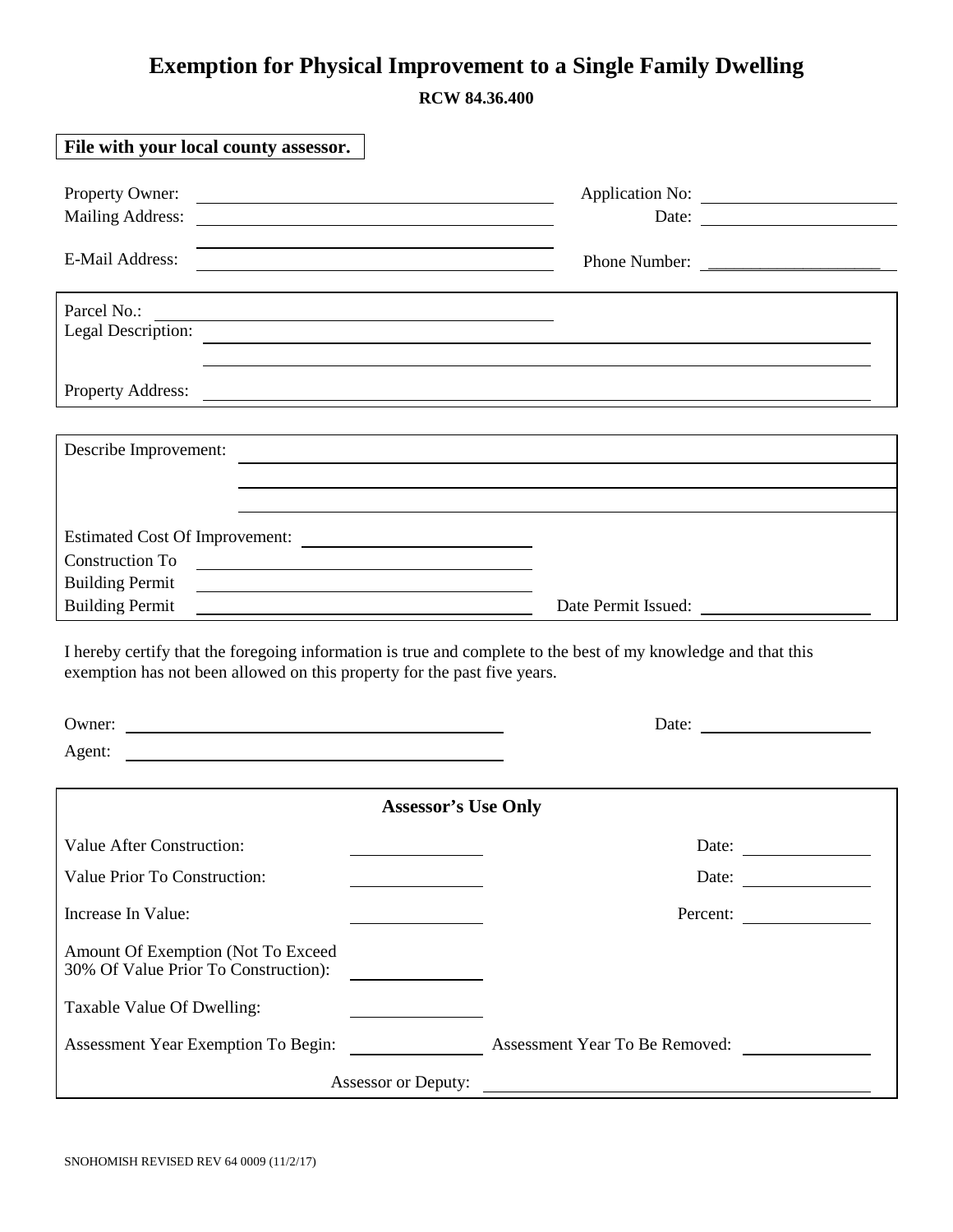# Exemption for Physical Improvement to a Single Family Dwelling

**RCW 84.36.400**

**File with your local county assessor.**

Property Owner: ______________________ Application No: ______________________

Mailing Address: ______________________ Date: ______________________

E-Mail Address: ______________________ Phone Number: ______________________

Parcel No.: ______________________

Legal Description: ______________________

Property Address: ______________________

Describe Improvement: ______________________

Estimated Cost Of Improvement: ______________________

Construction To ______________________

Building Permit ______________________

Building Permit ______________________ Date Permit Issued: ______________________

I hereby certify that the foregoing information is true and complete to the best of my knowledge and that this exemption has not been allowed on this property for the past five years.

Owner: ______________________ Date: ______________________

Agent: ______________________

**Assessor's Use Only**

| | | | |
|---|---|---|---|
| Value After Construction: | | Date: | |
| Value Prior To Construction: | | Date: | |
| Increase In Value: | | Percent: | |
| Amount Of Exemption (Not To Exceed 30% Of Value Prior To Construction): | | | |
| Taxable Value Of Dwelling: | | | |
| Assessment Year Exemption To Begin: | | Assessment Year To Be Removed: | |

Assessor or Deputy: ______________________

SNOHOMISH REVISED REV 64 0009 (11/2/17)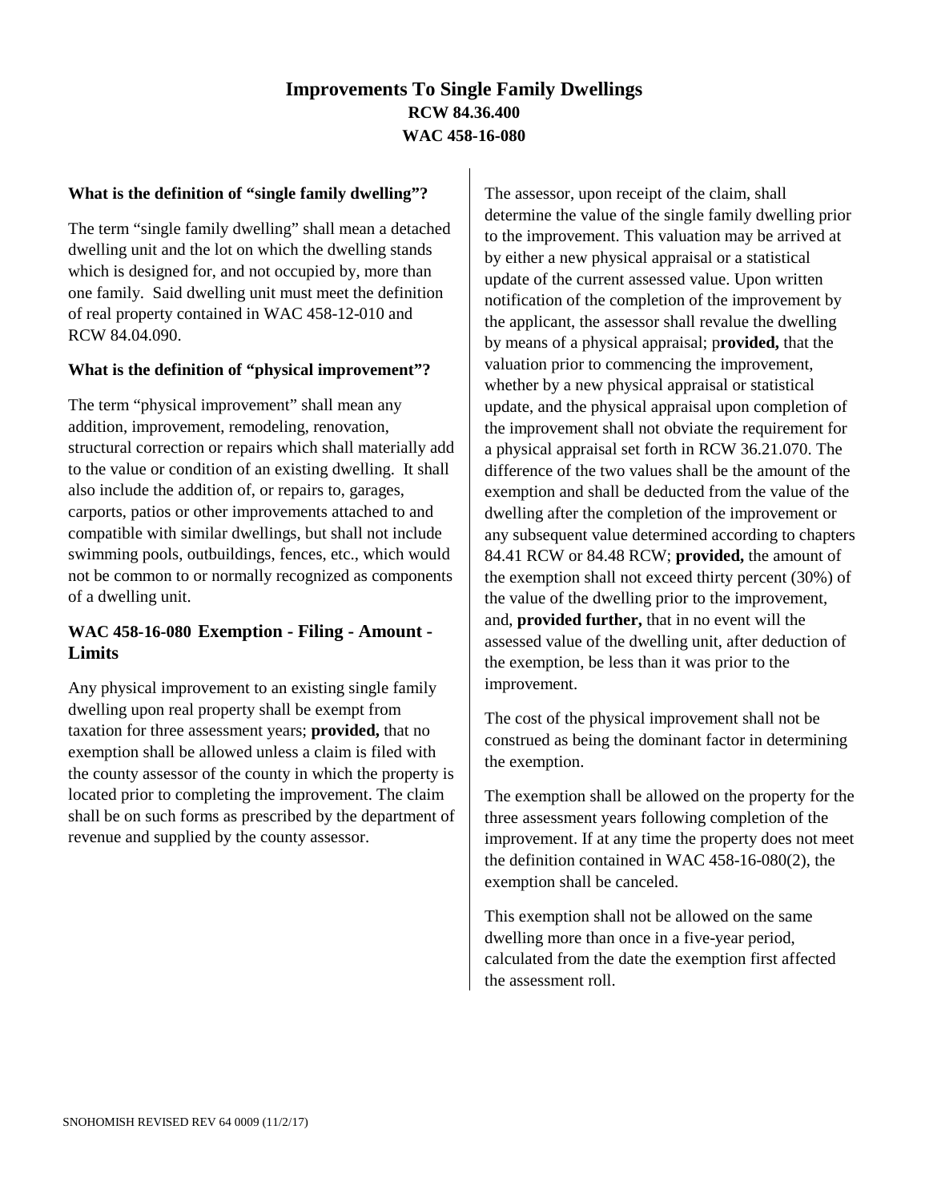# Improvements To Single Family Dwellings

**RCW 84.36.400**

**WAC 458-16-080**

**What is the definition of "single family dwelling"?**

The term "single family dwelling" shall mean a detached dwelling unit and the lot on which the dwelling stands which is designed for, and not occupied by, more than one family. Said dwelling unit must meet the definition of real property contained in WAC 458-12-010 and RCW 84.04.090.

**What is the definition of "physical improvement"?**

The term "physical improvement" shall mean any addition, improvement, remodeling, renovation, structural correction or repairs which shall materially add to the value or condition of an existing dwelling. It shall also include the addition of, or repairs to, garages, carports, patios or other improvements attached to and compatible with similar dwellings, but shall not include swimming pools, outbuildings, fences, etc., which would not be common to or normally recognized as components of a dwelling unit.

## WAC 458-16-080 Exemption - Filing - Amount - Limits

Any physical improvement to an existing single family dwelling upon real property shall be exempt from taxation for three assessment years; **provided,** that no exemption shall be allowed unless a claim is filed with the county assessor of the county in which the property is located prior to completing the improvement. The claim shall be on such forms as prescribed by the department of revenue and supplied by the county assessor.

The assessor, upon receipt of the claim, shall determine the value of the single family dwelling prior to the improvement. This valuation may be arrived at by either a new physical appraisal or a statistical update of the current assessed value. Upon written notification of the completion of the improvement by the applicant, the assessor shall revalue the dwelling by means of a physical appraisal; p**rovided,** that the valuation prior to commencing the improvement, whether by a new physical appraisal or statistical update, and the physical appraisal upon completion of the improvement shall not obviate the requirement for a physical appraisal set forth in RCW 36.21.070. The difference of the two values shall be the amount of the exemption and shall be deducted from the value of the dwelling after the completion of the improvement or any subsequent value determined according to chapters 84.41 RCW or 84.48 RCW; **provided,** the amount of the exemption shall not exceed thirty percent (30%) of the value of the dwelling prior to the improvement, and, **provided further,** that in no event will the assessed value of the dwelling unit, after deduction of the exemption, be less than it was prior to the improvement.

The cost of the physical improvement shall not be construed as being the dominant factor in determining the exemption.

The exemption shall be allowed on the property for the three assessment years following completion of the improvement. If at any time the property does not meet the definition contained in WAC 458-16-080(2), the exemption shall be canceled.

This exemption shall not be allowed on the same dwelling more than once in a five-year period, calculated from the date the exemption first affected the assessment roll.

SNOHOMISH REVISED REV 64 0009 (11/2/17)